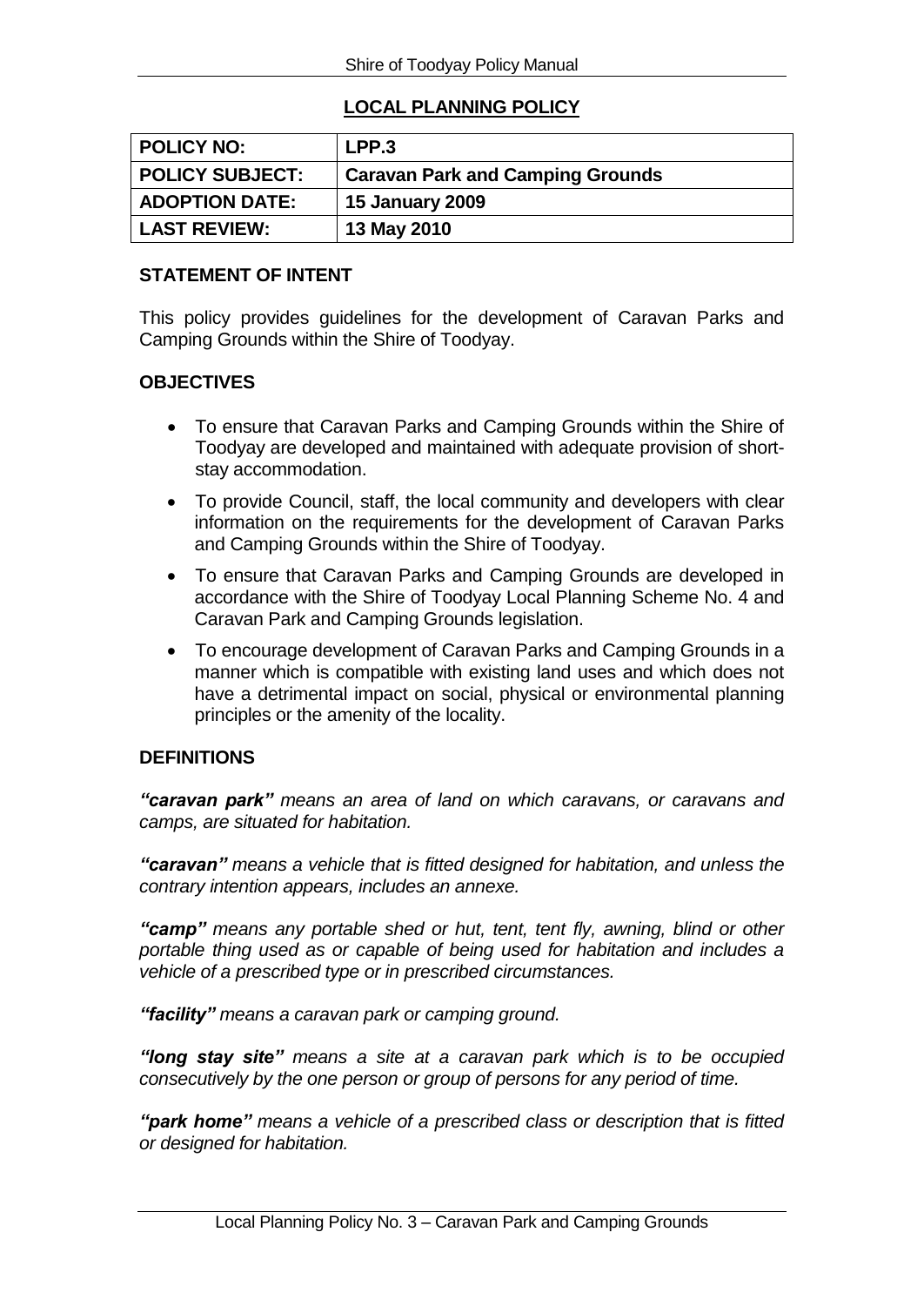## LOCAL PLANNING POLICY

| | |
|---|---|
| **POLICY NO:** | **LPP.3** |
| **POLICY SUBJECT:** | **Caravan Park and Camping Grounds** |
| **ADOPTION DATE:** | **15 January 2009** |
| **LAST REVIEW:** | **13 May 2010** |

### STATEMENT OF INTENT

This policy provides guidelines for the development of Caravan Parks and Camping Grounds within the Shire of Toodyay.

### OBJECTIVES

- To ensure that Caravan Parks and Camping Grounds within the Shire of Toodyay are developed and maintained with adequate provision of short-stay accommodation.
- To provide Council, staff, the local community and developers with clear information on the requirements for the development of Caravan Parks and Camping Grounds within the Shire of Toodyay.
- To ensure that Caravan Parks and Camping Grounds are developed in accordance with the Shire of Toodyay Local Planning Scheme No. 4 and Caravan Park and Camping Grounds legislation.
- To encourage development of Caravan Parks and Camping Grounds in a manner which is compatible with existing land uses and which does not have a detrimental impact on social, physical or environmental planning principles or the amenity of the locality.

### DEFINITIONS

***"caravan park"*** *means an area of land on which caravans, or caravans and camps, are situated for habitation.*

***"caravan"*** *means a vehicle that is fitted designed for habitation, and unless the contrary intention appears, includes an annexe.*

***"camp"*** *means any portable shed or hut, tent, tent fly, awning, blind or other portable thing used as or capable of being used for habitation and includes a vehicle of a prescribed type or in prescribed circumstances.*

***"facility"*** *means a caravan park or camping ground.*

***"long stay site"*** *means a site at a caravan park which is to be occupied consecutively by the one person or group of persons for any period of time.*

***"park home"*** *means a vehicle of a prescribed class or description that is fitted or designed for habitation.*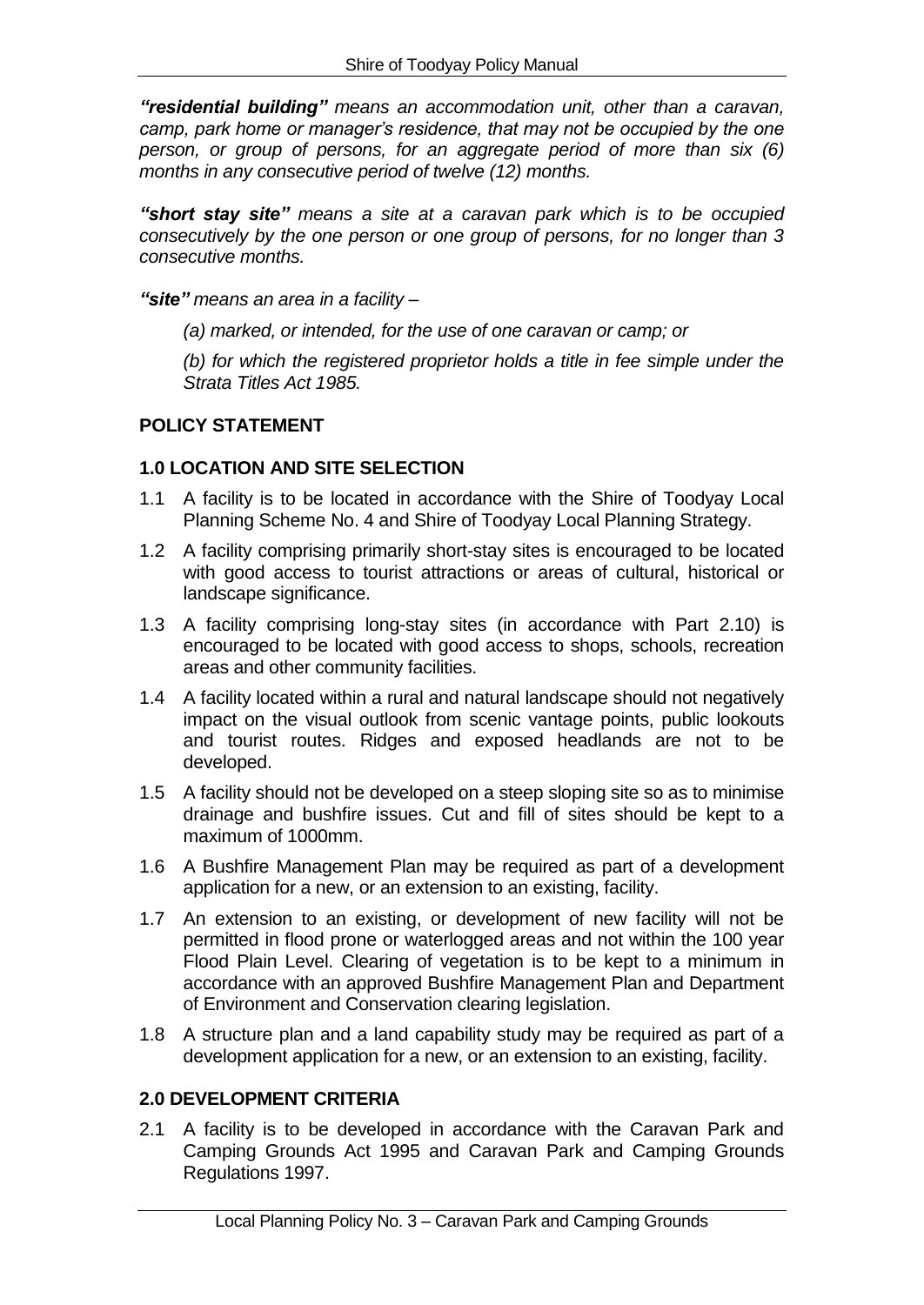***"residential building"*** *means an accommodation unit, other than a caravan, camp, park home or manager's residence, that may not be occupied by the one person, or group of persons, for an aggregate period of more than six (6) months in any consecutive period of twelve (12) months.*

***"short stay site"*** *means a site at a caravan park which is to be occupied consecutively by the one person or one group of persons, for no longer than 3 consecutive months.*

***"site"*** *means an area in a facility –*

*(a) marked, or intended, for the use of one caravan or camp; or*

*(b) for which the registered proprietor holds a title in fee simple under the Strata Titles Act 1985.*

## POLICY STATEMENT

### 1.0 LOCATION AND SITE SELECTION

1.1 A facility is to be located in accordance with the Shire of Toodyay Local Planning Scheme No. 4 and Shire of Toodyay Local Planning Strategy.

1.2 A facility comprising primarily short-stay sites is encouraged to be located with good access to tourist attractions or areas of cultural, historical or landscape significance.

1.3 A facility comprising long-stay sites (in accordance with Part 2.10) is encouraged to be located with good access to shops, schools, recreation areas and other community facilities.

1.4 A facility located within a rural and natural landscape should not negatively impact on the visual outlook from scenic vantage points, public lookouts and tourist routes. Ridges and exposed headlands are not to be developed.

1.5 A facility should not be developed on a steep sloping site so as to minimise drainage and bushfire issues. Cut and fill of sites should be kept to a maximum of 1000mm.

1.6 A Bushfire Management Plan may be required as part of a development application for a new, or an extension to an existing, facility.

1.7 An extension to an existing, or development of new facility will not be permitted in flood prone or waterlogged areas and not within the 100 year Flood Plain Level. Clearing of vegetation is to be kept to a minimum in accordance with an approved Bushfire Management Plan and Department of Environment and Conservation clearing legislation.

1.8 A structure plan and a land capability study may be required as part of a development application for a new, or an extension to an existing, facility.

### 2.0 DEVELOPMENT CRITERIA

2.1 A facility is to be developed in accordance with the Caravan Park and Camping Grounds Act 1995 and Caravan Park and Camping Grounds Regulations 1997.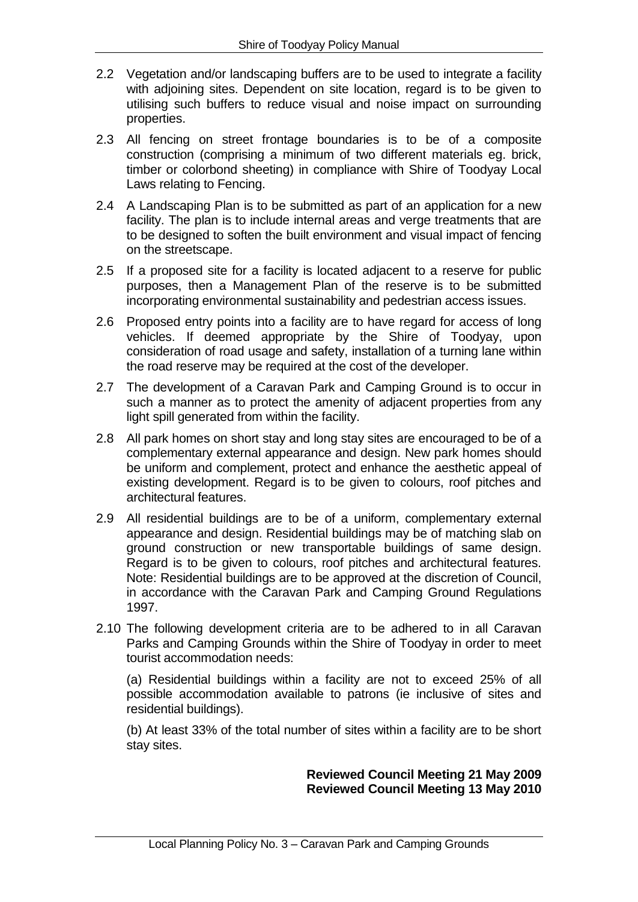2.2 Vegetation and/or landscaping buffers are to be used to integrate a facility with adjoining sites. Dependent on site location, regard is to be given to utilising such buffers to reduce visual and noise impact on surrounding properties.

2.3 All fencing on street frontage boundaries is to be of a composite construction (comprising a minimum of two different materials eg. brick, timber or colorbond sheeting) in compliance with Shire of Toodyay Local Laws relating to Fencing.

2.4 A Landscaping Plan is to be submitted as part of an application for a new facility. The plan is to include internal areas and verge treatments that are to be designed to soften the built environment and visual impact of fencing on the streetscape.

2.5 If a proposed site for a facility is located adjacent to a reserve for public purposes, then a Management Plan of the reserve is to be submitted incorporating environmental sustainability and pedestrian access issues.

2.6 Proposed entry points into a facility are to have regard for access of long vehicles. If deemed appropriate by the Shire of Toodyay, upon consideration of road usage and safety, installation of a turning lane within the road reserve may be required at the cost of the developer.

2.7 The development of a Caravan Park and Camping Ground is to occur in such a manner as to protect the amenity of adjacent properties from any light spill generated from within the facility.

2.8 All park homes on short stay and long stay sites are encouraged to be of a complementary external appearance and design. New park homes should be uniform and complement, protect and enhance the aesthetic appeal of existing development. Regard is to be given to colours, roof pitches and architectural features.

2.9 All residential buildings are to be of a uniform, complementary external appearance and design. Residential buildings may be of matching slab on ground construction or new transportable buildings of same design. Regard is to be given to colours, roof pitches and architectural features. Note: Residential buildings are to be approved at the discretion of Council, in accordance with the Caravan Park and Camping Ground Regulations 1997.

2.10 The following development criteria are to be adhered to in all Caravan Parks and Camping Grounds within the Shire of Toodyay in order to meet tourist accommodation needs:

(a) Residential buildings within a facility are not to exceed 25% of all possible accommodation available to patrons (ie inclusive of sites and residential buildings).

(b) At least 33% of the total number of sites within a facility are to be short stay sites.

**Reviewed Council Meeting 21 May 2009**
**Reviewed Council Meeting 13 May 2010**